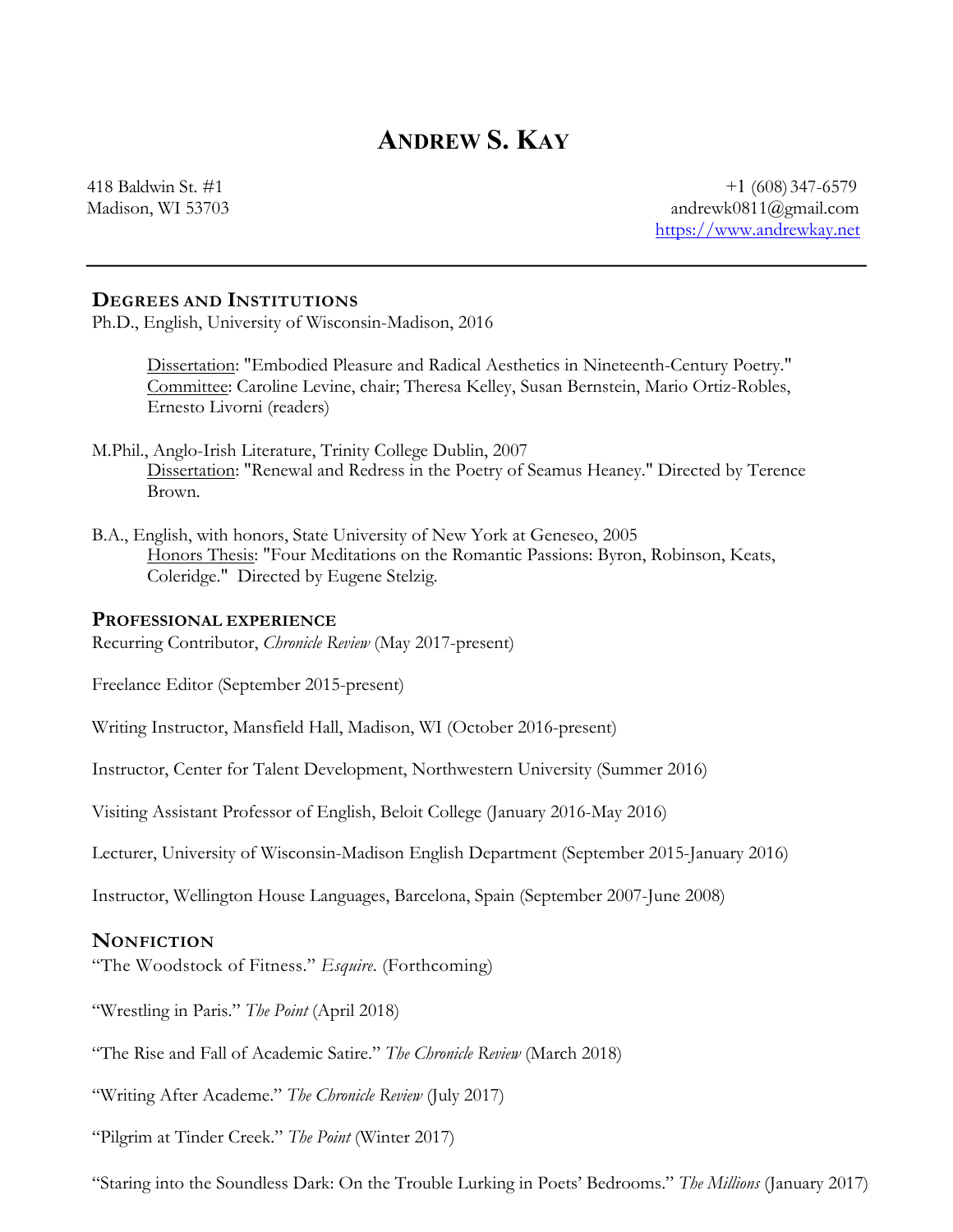# Andrew S. Kay

418 Baldwin St. #1
Madison, WI 53703

+1 (608) 347-6579
andrewk0811@gmail.com
https://www.andrewkay.net

---

## Degrees and Institutions

Ph.D., English, University of Wisconsin-Madison, 2016

> Dissertation: "Embodied Pleasure and Radical Aesthetics in Nineteenth-Century Poetry."
> Committee: Caroline Levine, chair; Theresa Kelley, Susan Bernstein, Mario Ortiz-Robles, Ernesto Livorni (readers)

M.Phil., Anglo-Irish Literature, Trinity College Dublin, 2007

> Dissertation: "Renewal and Redress in the Poetry of Seamus Heaney." Directed by Terence Brown.

B.A., English, with honors, State University of New York at Geneseo, 2005

> Honors Thesis: "Four Meditations on the Romantic Passions: Byron, Robinson, Keats, Coleridge." Directed by Eugene Stelzig.

## Professional experience

Recurring Contributor, *Chronicle Review* (May 2017-present)

Freelance Editor (September 2015-present)

Writing Instructor, Mansfield Hall, Madison, WI (October 2016-present)

Instructor, Center for Talent Development, Northwestern University (Summer 2016)

Visiting Assistant Professor of English, Beloit College (January 2016-May 2016)

Lecturer, University of Wisconsin-Madison English Department (September 2015-January 2016)

Instructor, Wellington House Languages, Barcelona, Spain (September 2007-June 2008)

## Nonfiction

"The Woodstock of Fitness." *Esquire*. (Forthcoming)

"Wrestling in Paris." *The Point* (April 2018)

"The Rise and Fall of Academic Satire." *The Chronicle Review* (March 2018)

"Writing After Academe." *The Chronicle Review* (July 2017)

"Pilgrim at Tinder Creek." *The Point* (Winter 2017)

"Staring into the Soundless Dark: On the Trouble Lurking in Poets' Bedrooms." *The Millions* (January 2017)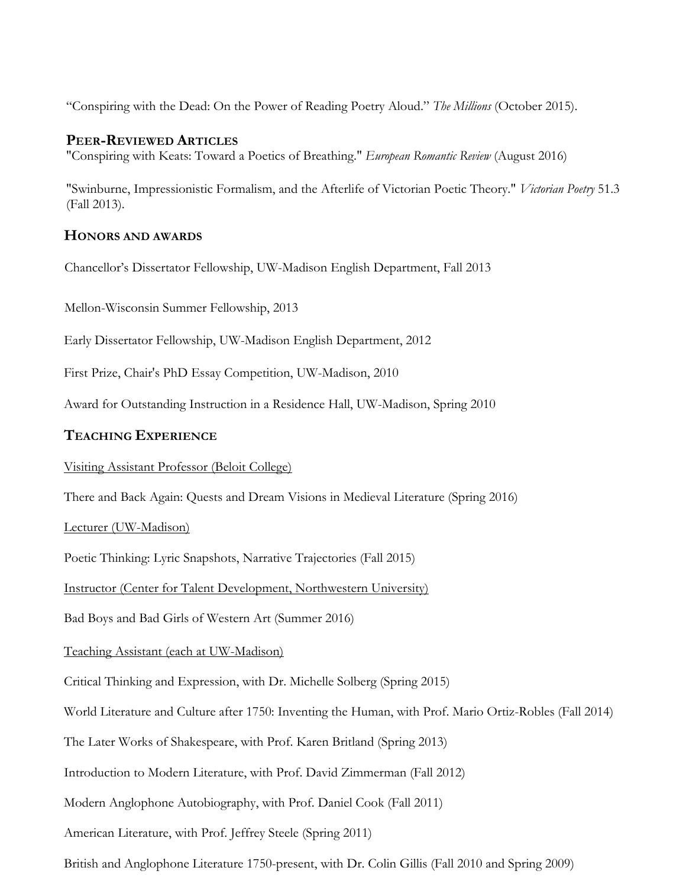"Conspiring with the Dead: On the Power of Reading Poetry Aloud." *The Millions* (October 2015).

## PEER-REVIEWED ARTICLES

"Conspiring with Keats: Toward a Poetics of Breathing." *European Romantic Review* (August 2016)

"Swinburne, Impressionistic Formalism, and the Afterlife of Victorian Poetic Theory." *Victorian Poetry* 51.3 (Fall 2013).

## HONORS AND AWARDS

Chancellor's Dissertator Fellowship, UW-Madison English Department, Fall 2013

Mellon-Wisconsin Summer Fellowship, 2013

Early Dissertator Fellowship, UW-Madison English Department, 2012

First Prize, Chair's PhD Essay Competition, UW-Madison, 2010

Award for Outstanding Instruction in a Residence Hall, UW-Madison, Spring 2010

## TEACHING EXPERIENCE

<u>Visiting Assistant Professor (Beloit College)</u>

There and Back Again: Quests and Dream Visions in Medieval Literature (Spring 2016)

<u>Lecturer (UW-Madison)</u>

Poetic Thinking: Lyric Snapshots, Narrative Trajectories (Fall 2015)

<u>Instructor (Center for Talent Development, Northwestern University)</u>

Bad Boys and Bad Girls of Western Art (Summer 2016)

<u>Teaching Assistant (each at UW-Madison)</u>

Critical Thinking and Expression, with Dr. Michelle Solberg (Spring 2015)

World Literature and Culture after 1750: Inventing the Human, with Prof. Mario Ortiz-Robles (Fall 2014)

The Later Works of Shakespeare, with Prof. Karen Britland (Spring 2013)

Introduction to Modern Literature, with Prof. David Zimmerman (Fall 2012)

Modern Anglophone Autobiography, with Prof. Daniel Cook (Fall 2011)

American Literature, with Prof. Jeffrey Steele (Spring 2011)

British and Anglophone Literature 1750-present, with Dr. Colin Gillis (Fall 2010 and Spring 2009)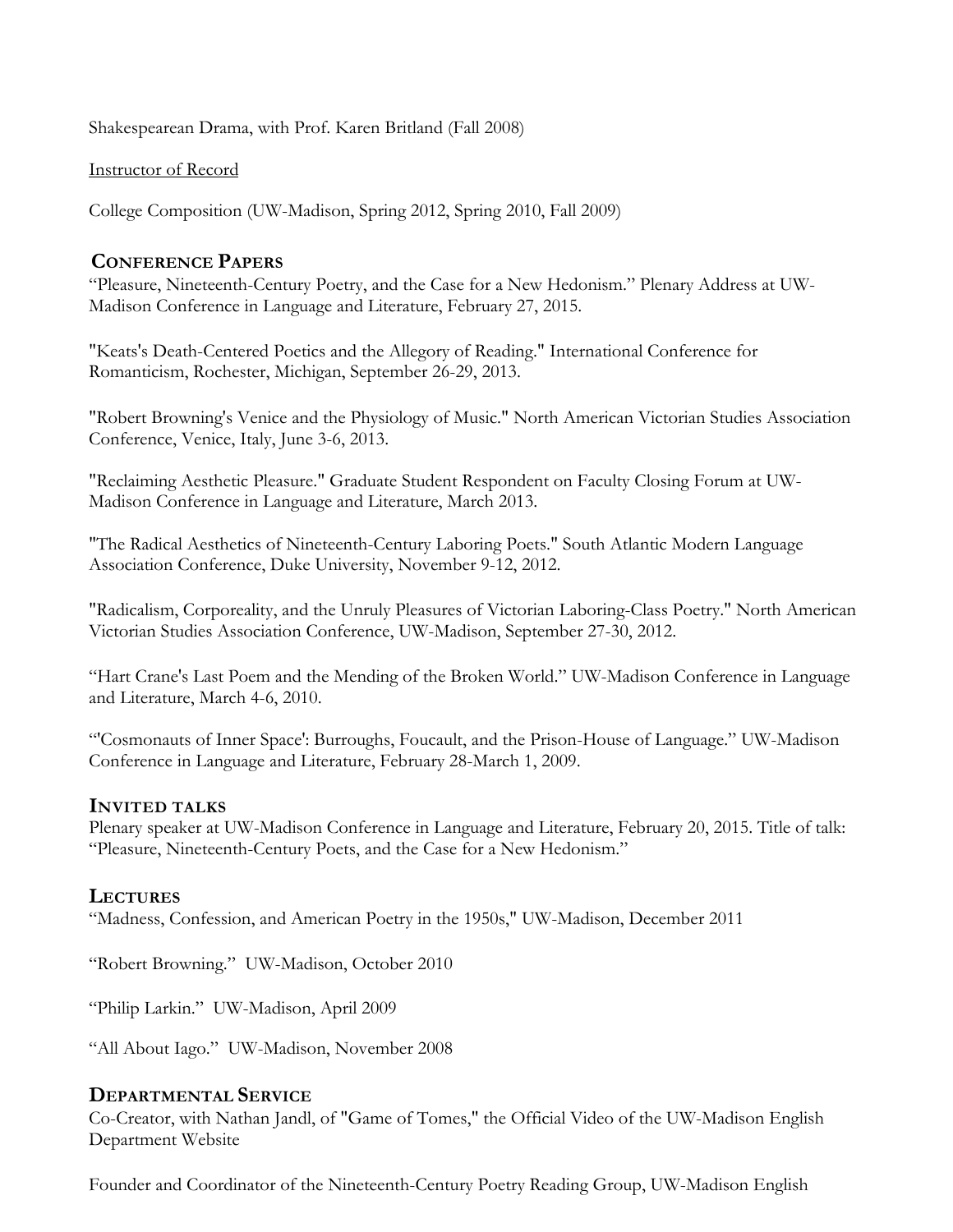Shakespearean Drama, with Prof. Karen Britland (Fall 2008)

<u>Instructor of Record</u>

College Composition (UW-Madison, Spring 2012, Spring 2010, Fall 2009)

## CONFERENCE PAPERS

"Pleasure, Nineteenth-Century Poetry, and the Case for a New Hedonism." Plenary Address at UW-Madison Conference in Language and Literature, February 27, 2015.

"Keats's Death-Centered Poetics and the Allegory of Reading." International Conference for Romanticism, Rochester, Michigan, September 26-29, 2013.

"Robert Browning's Venice and the Physiology of Music." North American Victorian Studies Association Conference, Venice, Italy, June 3-6, 2013.

"Reclaiming Aesthetic Pleasure." Graduate Student Respondent on Faculty Closing Forum at UW-Madison Conference in Language and Literature, March 2013.

"The Radical Aesthetics of Nineteenth-Century Laboring Poets." South Atlantic Modern Language Association Conference, Duke University, November 9-12, 2012.

"Radicalism, Corporeality, and the Unruly Pleasures of Victorian Laboring-Class Poetry." North American Victorian Studies Association Conference, UW-Madison, September 27-30, 2012.

"Hart Crane's Last Poem and the Mending of the Broken World." UW-Madison Conference in Language and Literature, March 4-6, 2010.

"'Cosmonauts of Inner Space': Burroughs, Foucault, and the Prison-House of Language." UW-Madison Conference in Language and Literature, February 28-March 1, 2009.

## INVITED TALKS

Plenary speaker at UW-Madison Conference in Language and Literature, February 20, 2015. Title of talk: "Pleasure, Nineteenth-Century Poets, and the Case for a New Hedonism."

## LECTURES

"Madness, Confession, and American Poetry in the 1950s," UW-Madison, December 2011

"Robert Browning." UW-Madison, October 2010

"Philip Larkin." UW-Madison, April 2009

"All About Iago." UW-Madison, November 2008

## DEPARTMENTAL SERVICE

Co-Creator, with Nathan Jandl, of "Game of Tomes," the Official Video of the UW-Madison English Department Website

Founder and Coordinator of the Nineteenth-Century Poetry Reading Group, UW-Madison English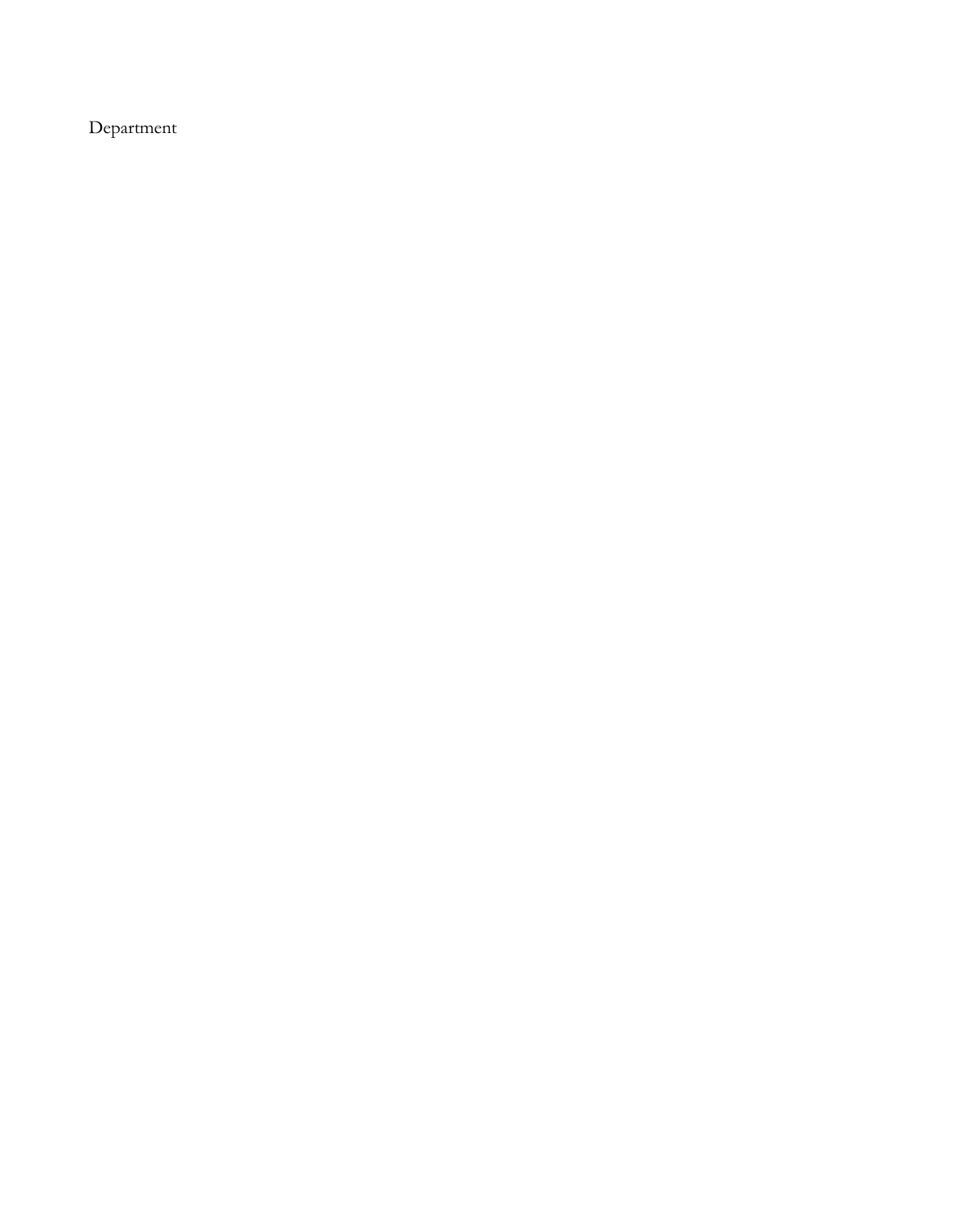Department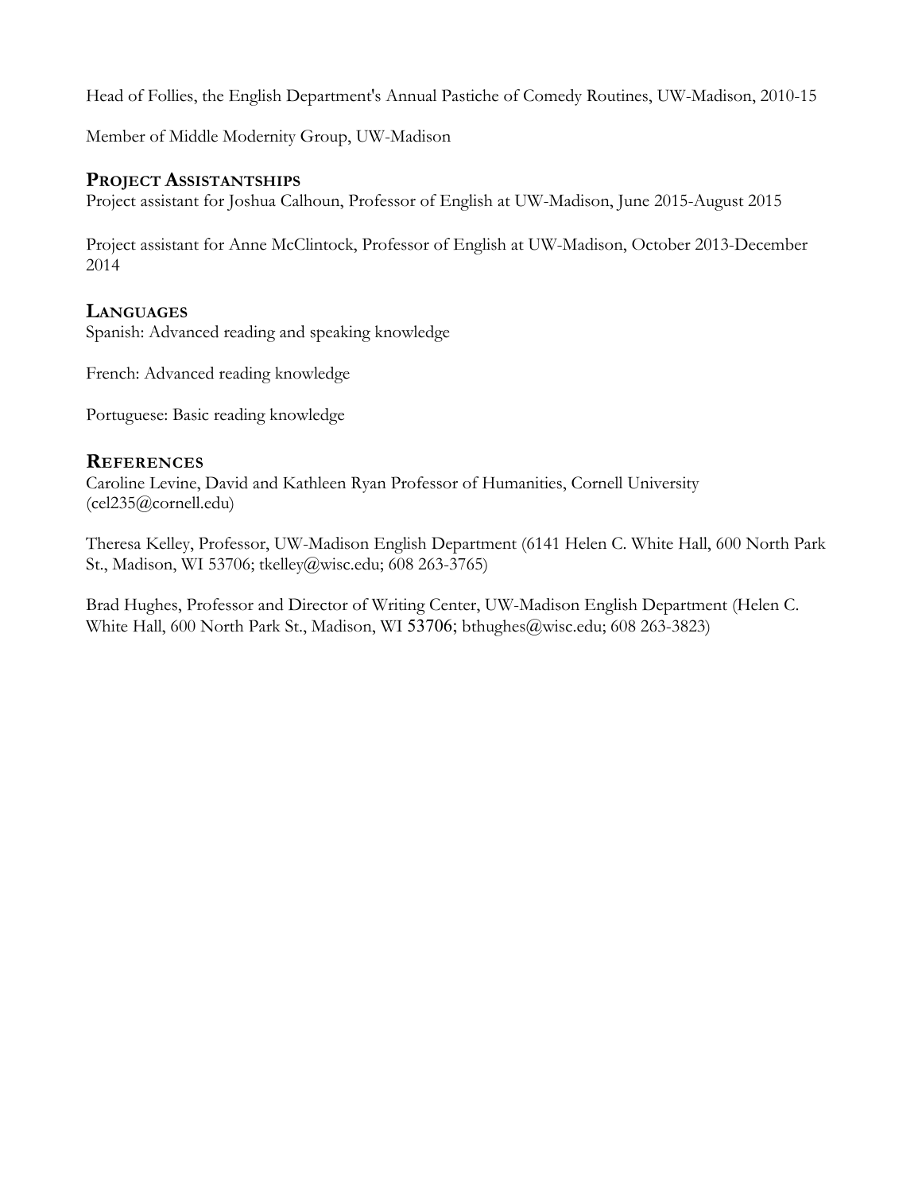Head of Follies, the English Department's Annual Pastiche of Comedy Routines, UW-Madison, 2010-15

Member of Middle Modernity Group, UW-Madison

## PROJECT ASSISTANTSHIPS

Project assistant for Joshua Calhoun, Professor of English at UW-Madison, June 2015-August 2015

Project assistant for Anne McClintock, Professor of English at UW-Madison, October 2013-December 2014

## LANGUAGES

Spanish: Advanced reading and speaking knowledge

French: Advanced reading knowledge

Portuguese: Basic reading knowledge

## REFERENCES

Caroline Levine, David and Kathleen Ryan Professor of Humanities, Cornell University (cel235@cornell.edu)

Theresa Kelley, Professor, UW-Madison English Department (6141 Helen C. White Hall, 600 North Park St., Madison, WI 53706; tkelley@wisc.edu; 608 263-3765)

Brad Hughes, Professor and Director of Writing Center, UW-Madison English Department (Helen C. White Hall, 600 North Park St., Madison, WI 53706; bthughes@wisc.edu; 608 263-3823)